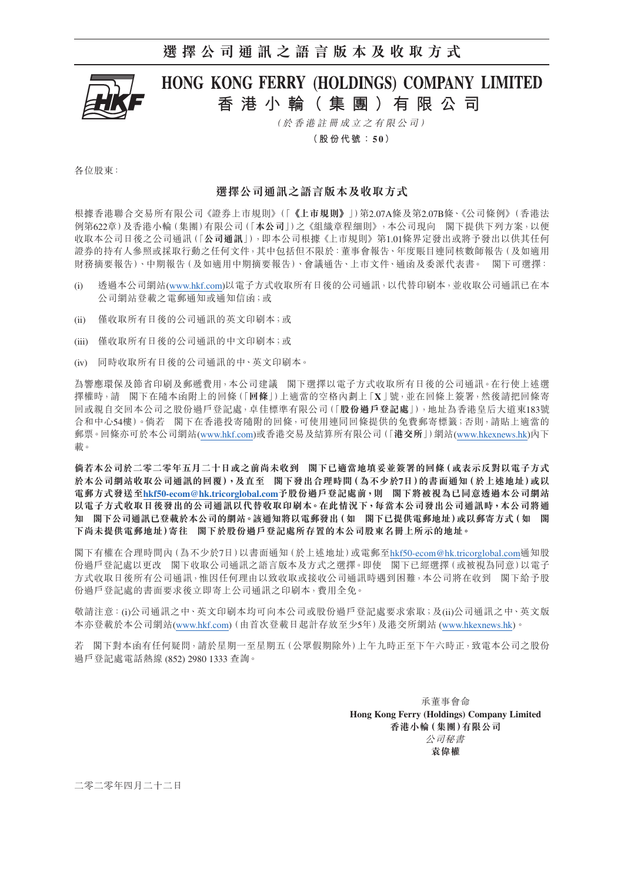# 選擇公司通訊之語言版本及收取方式

# HONG KONG FERRY (HOLDINGS) COMPANY LIMITED
# 香港小輪（集團）有限公司

*（於香港註冊成立之有限公司）*

**（股份代號：50）**

各位股東：

## 選擇公司通訊之語言版本及收取方式

根據香港聯合交易所有限公司《證券上市規則》（「**《上市規則》**」）第2.07A條及第2.07B條、《公司條例》（香港法例第622章）及香港小輪（集團）有限公司（「**本公司**」）之《組織章程細則》，本公司現向　閣下提供下列方案，以便收取本公司日後之公司通訊（「**公司通訊**」），即本公司根據《上市規則》第1.01條界定發出或將予發出以供其任何證券的持有人參照或採取行動之任何文件，其中包括但不限於：董事會報告、年度賬目連同核數師報告（及如適用財務摘要報告）、中期報告（及如適用中期摘要報告）、會議通告、上市文件、通函及委派代表書。　閣下可選擇：

(i) 透過本公司網站(www.hkf.com)以電子方式收取所有日後的公司通訊，以代替印刷本，並收取公司通訊已在本公司網站登載之電郵通知或通知信函；或

(ii) 僅收取所有日後的公司通訊的英文印刷本；或

(iii) 僅收取所有日後的公司通訊的中文印刷本；或

(iv) 同時收取所有日後的公司通訊的中、英文印刷本。

為響應環保及節省印刷及郵遞費用，本公司建議　閣下選擇以電子方式收取所有日後的公司通訊。在行使上述選擇權時，請　閣下在隨本函附上的回條（「**回條**」）上適當的空格內劃上「**X**」號，並在回條上簽署，然後請把回條寄回或親自交回本公司之股份過戶登記處，卓佳標準有限公司（「**股份過戶登記處**」），地址為香港皇后大道東183號合和中心54樓）。倘若　閣下在香港投寄隨附的回條，可使用連同回條提供的免費郵寄標籤；否則，請貼上適當的郵票。回條亦可於本公司網站(www.hkf.com)或香港交易及結算所有限公司（「**港交所**」）網站(www.hkexnews.hk)內下載。

**倘若本公司於二零二零年五月二十日或之前尚未收到　閣下已適當地填妥並簽署的回條（或表示反對以電子方式於本公司網站收取公司通訊的回覆），及直至　閣下發出合理時間（為不少於7日）的書面通知（於上述地址）或以電郵方式發送至hkf50-ecom@hk.tricorglobal.com予股份過戶登記處前，則　閣下將被視為已同意透過本公司網站以電子方式收取日後發出的公司通訊以代替收取印刷本。在此情況下，每當本公司發出公司通訊時，本公司將通知　閣下公司通訊已登載於本公司的網站。該通知將以電郵發出（如　閣下已提供電郵地址）或以郵寄方式（如　閣下尚未提供電郵地址）寄往　閣下於股份過戶登記處所存置的本公司股東名冊上所示的地址。**

閣下有權在合理時間內（為不少於7日）以書面通知（於上述地址）或電郵至hkf50-ecom@hk.tricorglobal.com通知股份過戶登記處以更改　閣下收取公司通訊之語言版本及方式之選擇。即使　閣下已經選擇（或被視為同意）以電子方式收取日後所有公司通訊，惟因任何理由以致收取或接收公司通訊時遇到困難，本公司將在收到　閣下給予股份過戶登記處的書面要求後立即寄上公司通訊之印刷本，費用全免。

敬請注意：(i)公司通訊之中、英文印刷本均可向本公司或股份過戶登記處要求索取；及(ii)公司通訊之中、英文版本亦登載於本公司網站(www.hkf.com)（由首次登載日起計存放至少5年）及港交所網站(www.hkexnews.hk)。

若　閣下對本函有任何疑問，請於星期一至星期五（公眾假期除外）上午九時正至下午六時正，致電本公司之股份過戶登記處電話熱線 (852) 2980 1333 查詢。

承董事會命
**Hong Kong Ferry (Holdings) Company Limited**
**香港小輪（集團）有限公司**
*公司秘書*
**袁偉權**

二零二零年四月二十二日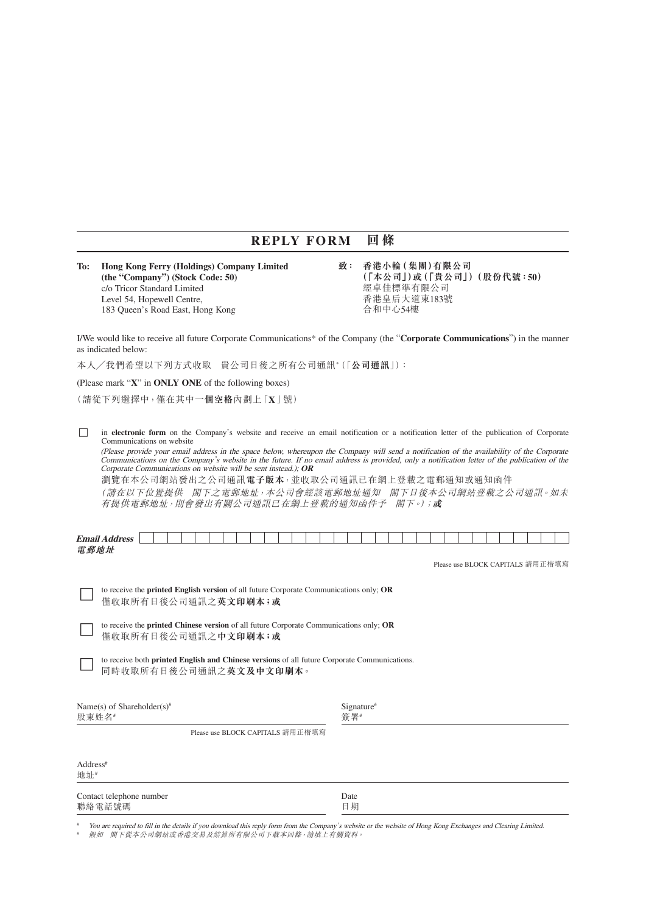# REPLY FORM 回條

**To: Hong Kong Ferry (Holdings) Company Limited**
**(the "Company") (Stock Code: 50)**
c/o Tricor Standard Limited
Level 54, Hopewell Centre,
183 Queen's Road East, Hong Kong

**致： 香港小輪(集團)有限公司**
**(「本公司」)或(「貴公司」)(股份代號：50)**
經卓佳標準有限公司
香港皇后大道東183號
合和中心54樓

I/We would like to receive all future Corporate Communications* of the Company (the "**Corporate Communications**") in the manner as indicated below:

本人╱我們希望以下列方式收取　貴公司日後之所有公司通訊*(「**公司通訊**」)：

(Please mark "**X**" in **ONLY ONE** of the following boxes)

(請從下列選擇中，僅在其中一**個空格**內劃上「**X**」號)

☐ in **electronic form** on the Company's website and receive an email notification or a notification letter of the publication of Corporate Communications on website
*(Please provide your email address in the space below, whereupon the Company will send a notification of the availability of the Corporate Communications on the Company's website in the future. If no email address is provided, only a notification letter of the publication of the Corporate Communications on website will be sent instead.);* ***OR***
瀏覽在本公司網站發出之公司通訊**電子版本**，並收取公司通訊已在網上登載之電郵通知或通知函件
*(請在以下位置提供　閣下之電郵地址，本公司會經該電郵地址通知　閣下日後本公司網站登載之公司通訊。如未有提供電郵地址，則會發出有關公司通訊已在網上登載的通知函件予　閣下。)*；***或***

***Email Address***
***電郵地址*** ________________________________

Please use BLOCK CAPITALS 請用正楷填寫

☐ to receive the **printed English version** of all future Corporate Communications only; **OR**
僅收取所有日後公司通訊之**英文印刷本；或**

☐ to receive the **printed Chinese version** of all future Corporate Communications only; **OR**
僅收取所有日後公司通訊之**中文印刷本；或**

☐ to receive both **printed English and Chinese versions** of all future Corporate Communications.
同時收取所有日後公司通訊之**英文及中文印刷本**。

Name(s) of Shareholder(s)#
股東姓名# ________________________________

Please use BLOCK CAPITALS 請用正楷填寫

Signature#
簽署# ________________________________

Address#
地址# ________________________________

Contact telephone number
聯絡電話號碼 ________________________________

Date
日期 ________________________________

# *You are required to fill in the details if you download this reply form from the Company's website or the website of Hong Kong Exchanges and Clearing Limited.*

# *假如　閣下從本公司網站或香港交易及結算所有限公司下載本回條，請填上有關資料。*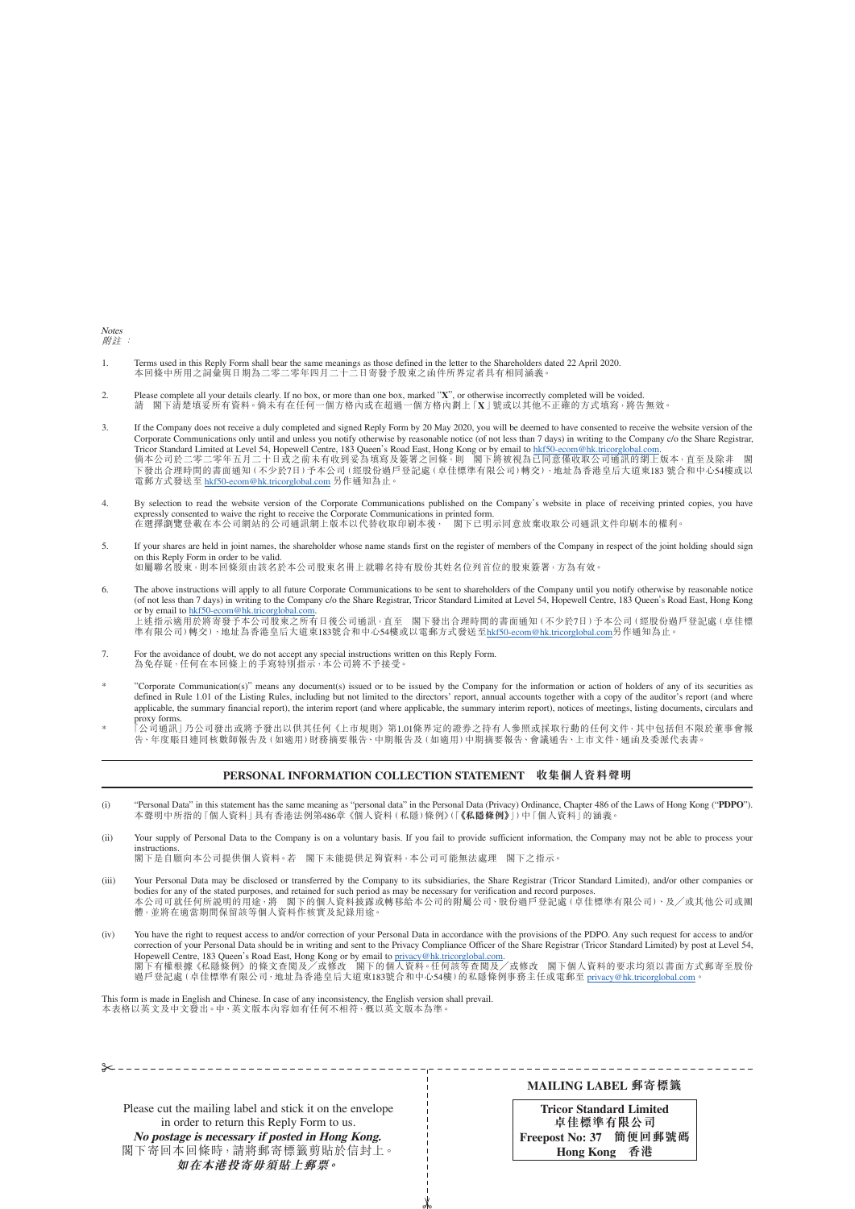*Notes*
*附註：*

1. Terms used in this Reply Form shall bear the same meanings as those defined in the letter to the Shareholders dated 22 April 2020.
   本回條中所用之詞彙與日期為二零二零年四月二十二日寄發予股東之函件所界定者具有相同涵義。

2. Please complete all your details clearly. If no box, or more than one box, marked "**X**", or otherwise incorrectly completed will be voided.
   請　閣下清楚填妥所有資料。倘未有在任何一個方格內或在超過一個方格內劃上「**X**」號或以其他不正確的方式填寫，將告無效。

3. If the Company does not receive a duly completed and signed Reply Form by 20 May 2020, you will be deemed to have consented to receive the website version of the Corporate Communications only until and unless you notify otherwise by reasonable notice (of not less than 7 days) in writing to the Company c/o the Share Registrar, Tricor Standard Limited at Level 54, Hopewell Centre, 183 Queen's Road East, Hong Kong or by email to hkf50-ecom@hk.tricorglobal.com.
   倘本公司於二零二零年五月二十日或之前未有收到妥為填寫及簽署之回條，則　閣下將被視為已同意僅收取公司通訊的網上版本，直至及除非　閣下發出合理時間的書面通知（不少於7日）予本公司（經股份過戶登記處（卓佳標準有限公司）轉交），地址為香港皇后大道東183號合和中心54樓或以電郵方式發送至 hkf50-ecom@hk.tricorglobal.com 另作通知為止。

4. By selection to read the website version of the Corporate Communications published on the Company's website in place of receiving printed copies, you have expressly consented to waive the right to receive the Corporate Communications in printed form.
   在選擇瀏覽登載在本公司網站的公司通訊網上版本以代替收取印刷本後，　閣下已明示同意放棄收取公司通訊文件印刷本的權利。

5. If your shares are held in joint names, the shareholder whose name stands first on the register of members of the Company in respect of the joint holding should sign on this Reply Form in order to be valid.
   如屬聯名股東，則本回條須由該名於本公司股東名冊上就聯名持有股份其姓名位列首位的股東簽署，方為有效。

6. The above instructions will apply to all future Corporate Communications to be sent to shareholders of the Company until you notify otherwise by reasonable notice (of not less than 7 days) in writing to the Company c/o the Share Registrar, Tricor Standard Limited at Level 54, Hopewell Centre, 183 Queen's Road East, Hong Kong or by email to hkf50-ecom@hk.tricorglobal.com.
   上述指示適用於將寄發予本公司股東之所有日後公司通訊，直至　閣下發出合理時間的書面通知（不少於7日）予本公司（經股份過戶登記處（卓佳標準有限公司）轉交），地址為香港皇后大道東183號合和中心54樓或以電郵方式發送至hkf50-ecom@hk.tricorglobal.com另作通知為止。

7. For the avoidance of doubt, we do not accept any special instructions written on this Reply Form.
   為免存疑，任何在本回條上的手寫特別指示，本公司將不予接受。

\* "Corporate Communication(s)" means any document(s) issued or to be issued by the Company for the information or action of holders of any of its securities as defined in Rule 1.01 of the Listing Rules, including but not limited to the directors' report, annual accounts together with a copy of the auditor's report (and where applicable, the summary financial report), the interim report (and where applicable, the summary interim report), notices of meetings, listing documents, circulars and proxy forms.

\* 「公司通訊」乃公司發出或將予發出以供其任何《上市規則》第1.01條界定的證券之持有人參照或採取行動的任何文件，其中包括但不限於董事會報告、年度賬目連同核數師報告及（如適用）財務摘要報告、中期報告及（如適用）中期摘要報告、會議通告、上市文件、通函及委派代表書。

## PERSONAL INFORMATION COLLECTION STATEMENT　收集個人資料聲明

(i) "Personal Data" in this statement has the same meaning as "personal data" in the Personal Data (Privacy) Ordinance, Chapter 486 of the Laws of Hong Kong ("**PDPO**").
本聲明中所指的「個人資料」具有香港法例第486章《個人資料（私隱）條例》（「**《私隱條例》**」）中「個人資料」的涵義。

(ii) Your supply of Personal Data to the Company is on a voluntary basis. If you fail to provide sufficient information, the Company may not be able to process your instructions.
閣下是自願向本公司提供個人資料。若　閣下未能提供足夠資料，本公司可能無法處理　閣下之指示。

(iii) Your Personal Data may be disclosed or transferred by the Company to its subsidiaries, the Share Registrar (Tricor Standard Limited), and/or other companies or bodies for any of the stated purposes, and retained for such period as may be necessary for verification and record purposes.
本公司可就任何所說明的用途，將　閣下的個人資料披露或轉移給本公司的附屬公司、股份過戶登記處（卓佳標準有限公司）、及／或其他公司或團體，並將在適當期間保留該等個人資料作核實及紀錄用途。

(iv) You have the right to request access to and/or correction of your Personal Data in accordance with the provisions of the PDPO. Any such request for access to and/or correction of your Personal Data should be in writing and sent to the Privacy Compliance Officer of the Share Registrar (Tricor Standard Limited) by post at Level 54, Hopewell Centre, 183 Queen's Road East, Hong Kong or by email to privacy@hk.tricorglobal.com.
閣下有權根據《私隱條例》的條文查閱及／或修改　閣下的個人資料。任何該等查閱及／或修改　閣下個人資料的要求均須以書面方式郵寄至股份過戶登記處（卓佳標準有限公司，地址為香港皇后大道東183號合和中心54樓）的私隱條例事務主任或電郵至 privacy@hk.tricorglobal.com。

This form is made in English and Chinese. In case of any inconsistency, the English version shall prevail.
本表格以英文及中文發出。中、英文版本內容如有任何不相符，概以英文版本為準。

Please cut the mailing label and stick it on the envelope in order to return this Reply Form to us.
***No postage is necessary if posted in Hong Kong.***
閣下寄回本回條時，請將郵寄標籤剪貼於信封上。
***如在本港投寄毋須貼上郵票。***

**MAILING LABEL 郵寄標籤**

**Tricor Standard Limited**
**卓佳標準有限公司**
**Freepost No: 37　簡便回郵號碼**
**Hong Kong　香港**